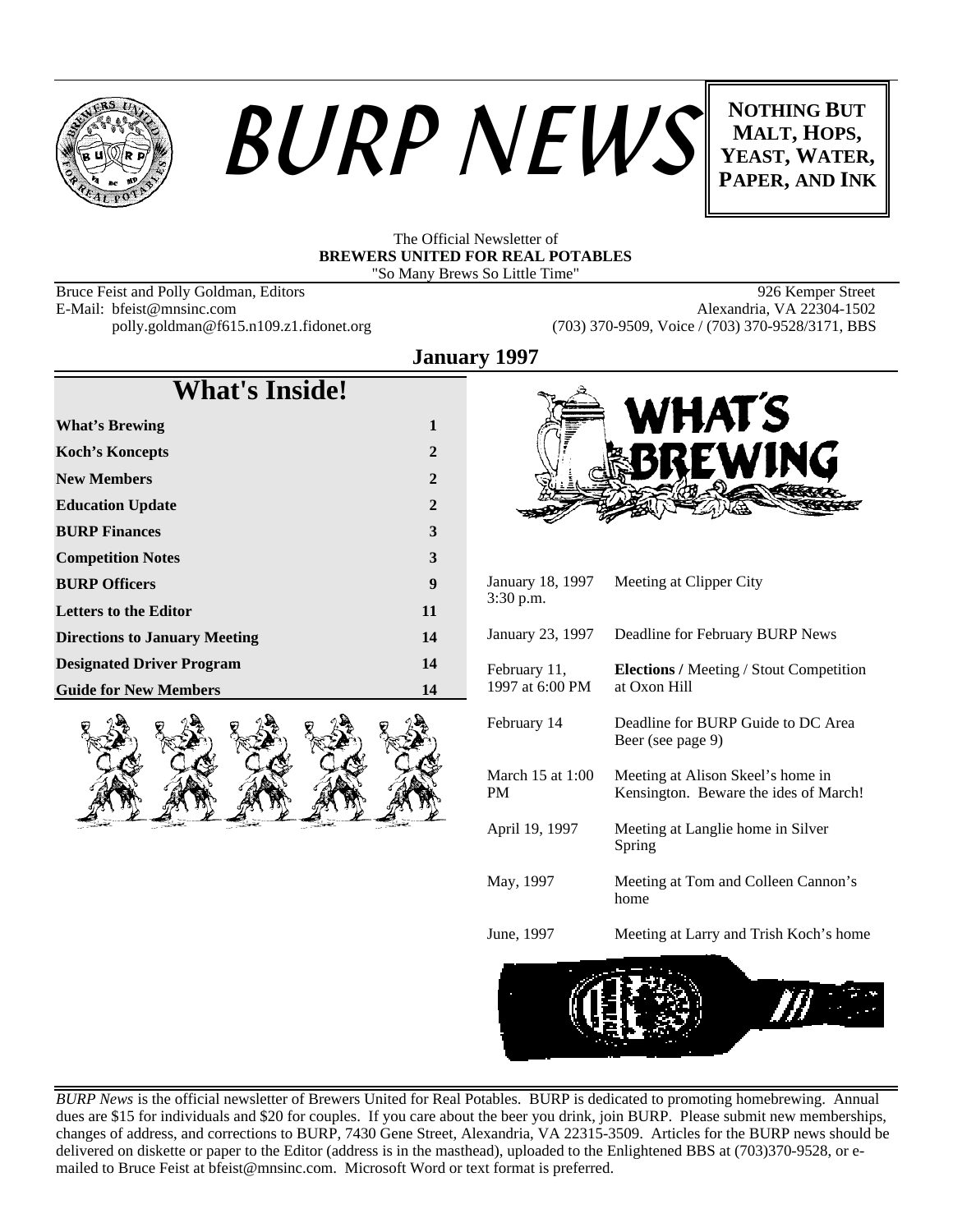# BURP NEWS

**NOTHING BUT MALT, HOPS, YEAST, WATER, PAPER, AND INK**

The Official Newsletter of
**BREWERS UNITED FOR REAL POTABLES**
"So Many Brews So Little Time"

Bruce Feist and Polly Goldman, Editors
E-Mail: bfeist@mnsinc.com
polly.goldman@f615.n109.z1.fidonet.org

926 Kemper Street
Alexandria, VA 22304-1502
(703) 370-9509, Voice / (703) 370-9528/3171, BBS

**January 1997**

## What's Inside!

| | |
|---|---|
| **What's Brewing** | **1** |
| **Koch's Koncepts** | **2** |
| **New Members** | **2** |
| **Education Update** | **2** |
| **BURP Finances** | **3** |
| **Competition Notes** | **3** |
| **BURP Officers** | **9** |
| **Letters to the Editor** | **11** |
| **Directions to January Meeting** | **14** |
| **Designated Driver Program** | **14** |
| **Guide for New Members** | **14** |

## WHAT'S BREWING

| | |
|---|---|
| January 18, 1997 3:30 p.m. | Meeting at Clipper City |
| January 23, 1997 | Deadline for February BURP News |
| February 11, 1997 at 6:00 PM | **Elections /** Meeting / Stout Competition at Oxon Hill |
| February 14 | Deadline for BURP Guide to DC Area Beer (see page 9) |
| March 15 at 1:00 PM | Meeting at Alison Skeel's home in Kensington. Beware the ides of March! |
| April 19, 1997 | Meeting at Langlie home in Silver Spring |
| May, 1997 | Meeting at Tom and Colleen Cannon's home |
| June, 1997 | Meeting at Larry and Trish Koch's home |

*BURP News* is the official newsletter of Brewers United for Real Potables. BURP is dedicated to promoting homebrewing. Annual dues are $15 for individuals and $20 for couples. If you care about the beer you drink, join BURP. Please submit new memberships, changes of address, and corrections to BURP, 7430 Gene Street, Alexandria, VA 22315-3509. Articles for the BURP news should be delivered on diskette or paper to the Editor (address is in the masthead), uploaded to the Enlightened BBS at (703)370-9528, or e-mailed to Bruce Feist at bfeist@mnsinc.com. Microsoft Word or text format is preferred.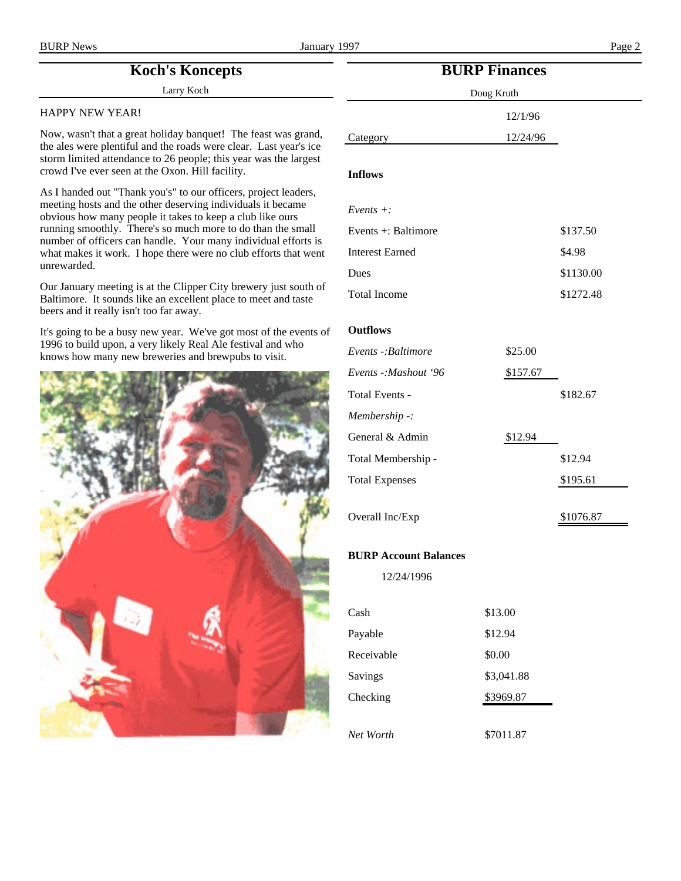## Koch's Koncepts

Larry Koch

HAPPY NEW YEAR!

Now, wasn't that a great holiday banquet! The feast was grand, the ales were plentiful and the roads were clear. Last year's ice storm limited attendance to 26 people; this year was the largest crowd I've ever seen at the Oxon. Hill facility.

As I handed out "Thank you's" to our officers, project leaders, meeting hosts and the other deserving individuals it became obvious how many people it takes to keep a club like ours running smoothly. There's so much more to do than the small number of officers can handle. Your many individual efforts is what makes it work. I hope there were no club efforts that went unrewarded.

Our January meeting is at the Clipper City brewery just south of Baltimore. It sounds like an excellent place to meet and taste beers and it really isn't too far away.

It's going to be a busy new year. We've got most of the events of 1996 to build upon, a very likely Real Ale festival and who knows how many new breweries and brewpubs to visit.

## BURP Finances

Doug Kruth

| Category | 12/1/96 12/24/96 | |
|---|---|---|
| **Inflows** | | |
| *Events +:* | | |
| Events +: Baltimore | | $137.50 |
| Interest Earned | | $4.98 |
| Dues | | $1130.00 |
| Total Income | | $1272.48 |
| **Outflows** | | |
| *Events -:Baltimore* | $25.00 | |
| *Events -:Mashout '96* | $157.67 | |
| Total Events - | | $182.67 |
| *Membership -:* | | |
| General & Admin | $12.94 | |
| Total Membership - | | $12.94 |
| Total Expenses | | $195.61 |
| Overall Inc/Exp | | $1076.87 |

**BURP Account Balances**

12/24/1996

| | |
|---|---|
| Cash | $13.00 |
| Payable | $12.94 |
| Receivable | $0.00 |
| Savings | $3,041.88 |
| Checking | $3969.87 |
| *Net Worth* | $7011.87 |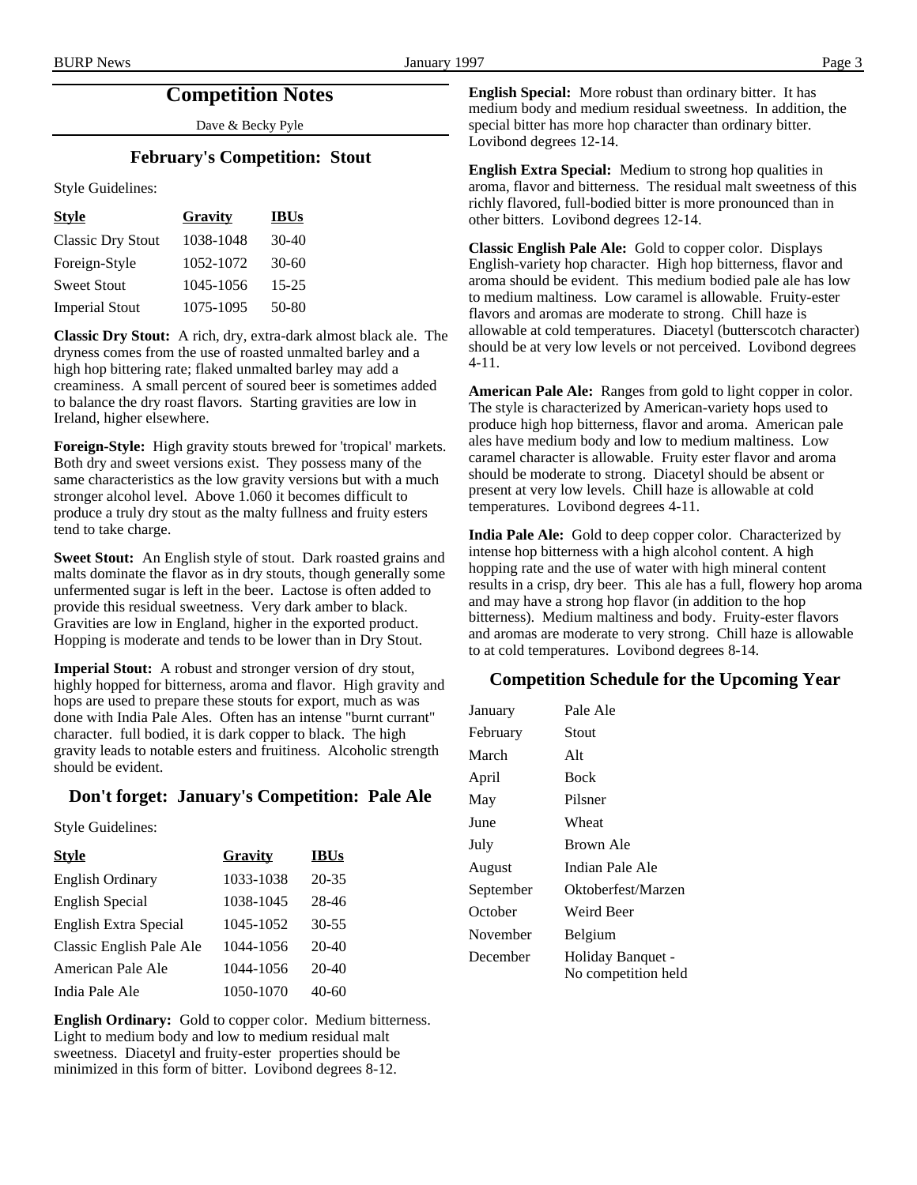## Competition Notes

Dave & Becky Pyle

### February's Competition: Stout

Style Guidelines:

| Style | Gravity | IBUs |
|---|---|---|
| Classic Dry Stout | 1038-1048 | 30-40 |
| Foreign-Style | 1052-1072 | 30-60 |
| Sweet Stout | 1045-1056 | 15-25 |
| Imperial Stout | 1075-1095 | 50-80 |

**Classic Dry Stout:** A rich, dry, extra-dark almost black ale. The dryness comes from the use of roasted unmalted barley and a high hop bittering rate; flaked unmalted barley may add a creaminess. A small percent of soured beer is sometimes added to balance the dry roast flavors. Starting gravities are low in Ireland, higher elsewhere.

**Foreign-Style:** High gravity stouts brewed for 'tropical' markets. Both dry and sweet versions exist. They possess many of the same characteristics as the low gravity versions but with a much stronger alcohol level. Above 1.060 it becomes difficult to produce a truly dry stout as the malty fullness and fruity esters tend to take charge.

**Sweet Stout:** An English style of stout. Dark roasted grains and malts dominate the flavor as in dry stouts, though generally some unfermented sugar is left in the beer. Lactose is often added to provide this residual sweetness. Very dark amber to black. Gravities are low in England, higher in the exported product. Hopping is moderate and tends to be lower than in Dry Stout.

**Imperial Stout:** A robust and stronger version of dry stout, highly hopped for bitterness, aroma and flavor. High gravity and hops are used to prepare these stouts for export, much as was done with India Pale Ales. Often has an intense "burnt currant" character. full bodied, it is dark copper to black. The high gravity leads to notable esters and fruitiness. Alcoholic strength should be evident.

### Don't forget: January's Competition: Pale Ale

Style Guidelines:

| Style | Gravity | IBUs |
|---|---|---|
| English Ordinary | 1033-1038 | 20-35 |
| English Special | 1038-1045 | 28-46 |
| English Extra Special | 1045-1052 | 30-55 |
| Classic English Pale Ale | 1044-1056 | 20-40 |
| American Pale Ale | 1044-1056 | 20-40 |
| India Pale Ale | 1050-1070 | 40-60 |

**English Ordinary:** Gold to copper color. Medium bitterness. Light to medium body and low to medium residual malt sweetness. Diacetyl and fruity-ester properties should be minimized in this form of bitter. Lovibond degrees 8-12.

**English Special:** More robust than ordinary bitter. It has medium body and medium residual sweetness. In addition, the special bitter has more hop character than ordinary bitter. Lovibond degrees 12-14.

**English Extra Special:** Medium to strong hop qualities in aroma, flavor and bitterness. The residual malt sweetness of this richly flavored, full-bodied bitter is more pronounced than in other bitters. Lovibond degrees 12-14.

**Classic English Pale Ale:** Gold to copper color. Displays English-variety hop character. High hop bitterness, flavor and aroma should be evident. This medium bodied pale ale has low to medium maltiness. Low caramel is allowable. Fruity-ester flavors and aromas are moderate to strong. Chill haze is allowable at cold temperatures. Diacetyl (butterscotch character) should be at very low levels or not perceived. Lovibond degrees 4-11.

**American Pale Ale:** Ranges from gold to light copper in color. The style is characterized by American-variety hops used to produce high hop bitterness, flavor and aroma. American pale ales have medium body and low to medium maltiness. Low caramel character is allowable. Fruity ester flavor and aroma should be moderate to strong. Diacetyl should be absent or present at very low levels. Chill haze is allowable at cold temperatures. Lovibond degrees 4-11.

**India Pale Ale:** Gold to deep copper color. Characterized by intense hop bitterness with a high alcohol content. A high hopping rate and the use of water with high mineral content results in a crisp, dry beer. This ale has a full, flowery hop aroma and may have a strong hop flavor (in addition to the hop bitterness). Medium maltiness and body. Fruity-ester flavors and aromas are moderate to very strong. Chill haze is allowable to at cold temperatures. Lovibond degrees 8-14.

### Competition Schedule for the Upcoming Year

| | |
|---|---|
| January | Pale Ale |
| February | Stout |
| March | Alt |
| April | Bock |
| May | Pilsner |
| June | Wheat |
| July | Brown Ale |
| August | Indian Pale Ale |
| September | Oktoberfest/Marzen |
| October | Weird Beer |
| November | Belgium |
| December | Holiday Banquet - No competition held |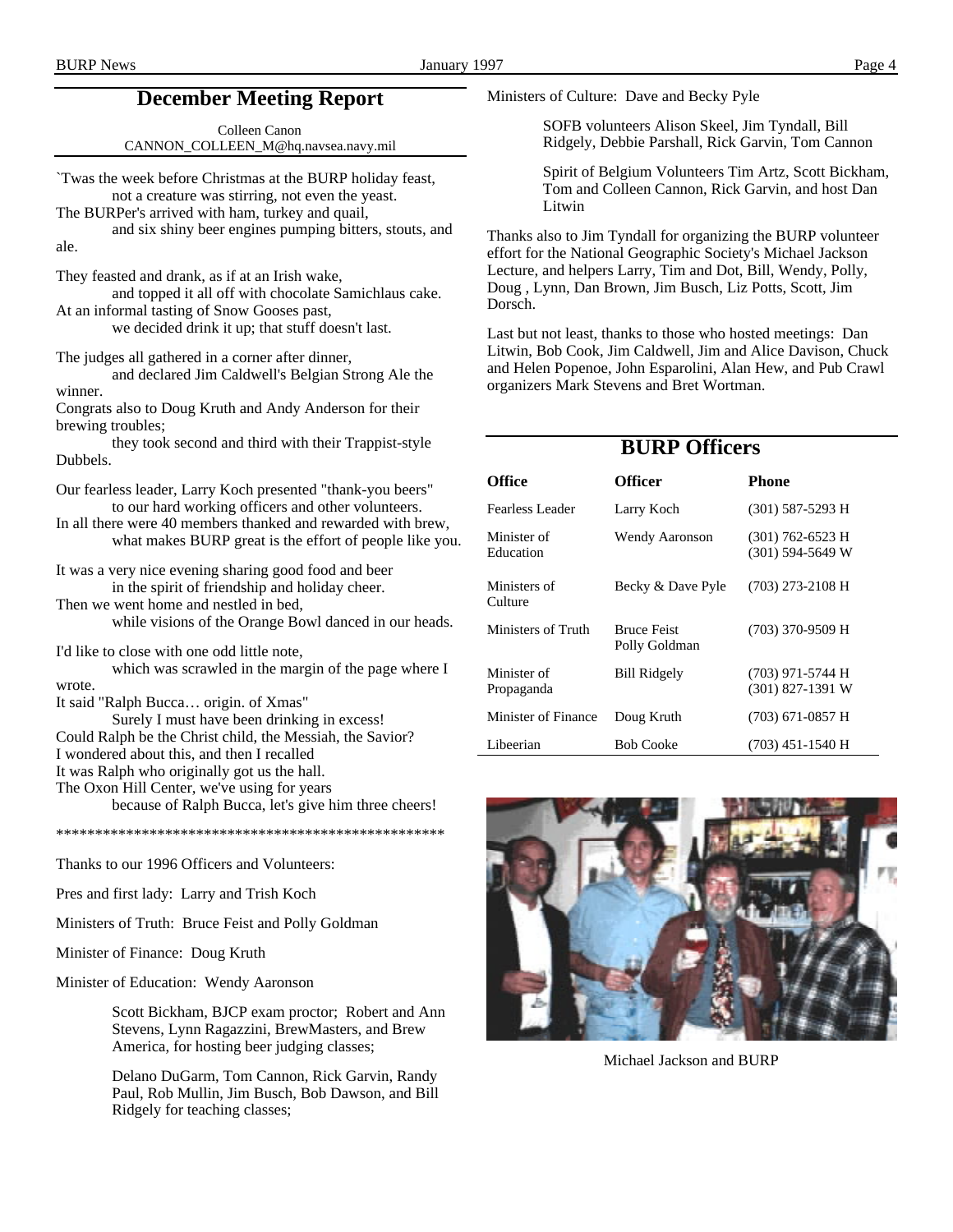## December Meeting Report

Colleen Canon
CANNON_COLLEEN_M@hq.navsea.navy.mil

`Twas the week before Christmas at the BURP holiday feast,
not a creature was stirring, not even the yeast.
The BURPer's arrived with ham, turkey and quail,
and six shiny beer engines pumping bitters, stouts, and ale.

They feasted and drank, as if at an Irish wake,
and topped it all off with chocolate Samichlaus cake.
At an informal tasting of Snow Gooses past,
we decided drink it up; that stuff doesn't last.

The judges all gathered in a corner after dinner,
and declared Jim Caldwell's Belgian Strong Ale the winner.
Congrats also to Doug Kruth and Andy Anderson for their brewing troubles;
they took second and third with their Trappist-style Dubbels.

Our fearless leader, Larry Koch presented "thank-you beers"
to our hard working officers and other volunteers.
In all there were 40 members thanked and rewarded with brew,
what makes BURP great is the effort of people like you.

It was a very nice evening sharing good food and beer
in the spirit of friendship and holiday cheer.
Then we went home and nestled in bed,
while visions of the Orange Bowl danced in our heads.

I'd like to close with one odd little note,
which was scrawled in the margin of the page where I wrote.
It said "Ralph Bucca… origin. of Xmas"
Surely I must have been drinking in excess!
Could Ralph be the Christ child, the Messiah, the Savior?
I wondered about this, and then I recalled
It was Ralph who originally got us the hall.
The Oxon Hill Center, we've using for years
because of Ralph Bucca, let's give him three cheers!

****************************************************

Thanks to our 1996 Officers and Volunteers:

Pres and first lady: Larry and Trish Koch

Ministers of Truth: Bruce Feist and Polly Goldman

Minister of Finance: Doug Kruth

Minister of Education: Wendy Aaronson

> Scott Bickham, BJCP exam proctor; Robert and Ann Stevens, Lynn Ragazzini, BrewMasters, and Brew America, for hosting beer judging classes;
>
> Delano DuGarm, Tom Cannon, Rick Garvin, Randy Paul, Rob Mullin, Jim Busch, Bob Dawson, and Bill Ridgely for teaching classes;

Ministers of Culture: Dave and Becky Pyle

> SOFB volunteers Alison Skeel, Jim Tyndall, Bill Ridgely, Debbie Parshall, Rick Garvin, Tom Cannon
>
> Spirit of Belgium Volunteers Tim Artz, Scott Bickham, Tom and Colleen Cannon, Rick Garvin, and host Dan Litwin

Thanks also to Jim Tyndall for organizing the BURP volunteer effort for the National Geographic Society's Michael Jackson Lecture, and helpers Larry, Tim and Dot, Bill, Wendy, Polly, Doug , Lynn, Dan Brown, Jim Busch, Liz Potts, Scott, Jim Dorsch.

Last but not least, thanks to those who hosted meetings: Dan Litwin, Bob Cook, Jim Caldwell, Jim and Alice Davison, Chuck and Helen Popenoe, John Esparolini, Alan Hew, and Pub Crawl organizers Mark Stevens and Bret Wortman.

## BURP Officers

| Office | Officer | Phone |
|---|---|---|
| Fearless Leader | Larry Koch | (301) 587-5293 H |
| Minister of Education | Wendy Aaronson | (301) 762-6523 H<br>(301) 594-5649 W |
| Ministers of Culture | Becky & Dave Pyle | (703) 273-2108 H |
| Ministers of Truth | Bruce Feist<br>Polly Goldman | (703) 370-9509 H |
| Minister of Propaganda | Bill Ridgely | (703) 971-5744 H<br>(301) 827-1391 W |
| Minister of Finance | Doug Kruth | (703) 671-0857 H |
| Libeerian | Bob Cooke | (703) 451-1540 H |

Michael Jackson and BURP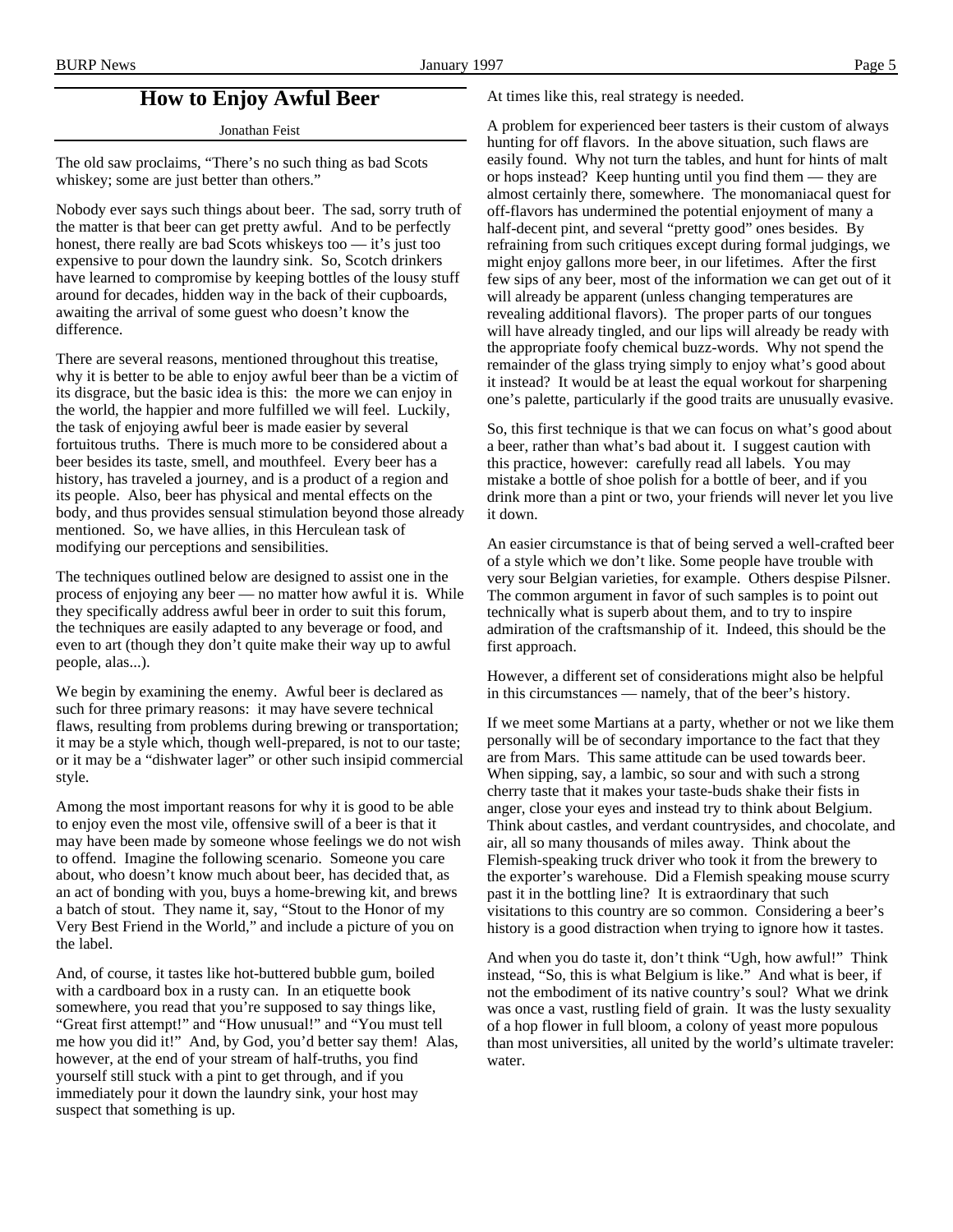## How to Enjoy Awful Beer

Jonathan Feist

The old saw proclaims, "There's no such thing as bad Scots whiskey; some are just better than others."

Nobody ever says such things about beer. The sad, sorry truth of the matter is that beer can get pretty awful. And to be perfectly honest, there really are bad Scots whiskeys too — it's just too expensive to pour down the laundry sink. So, Scotch drinkers have learned to compromise by keeping bottles of the lousy stuff around for decades, hidden way in the back of their cupboards, awaiting the arrival of some guest who doesn't know the difference.

There are several reasons, mentioned throughout this treatise, why it is better to be able to enjoy awful beer than be a victim of its disgrace, but the basic idea is this: the more we can enjoy in the world, the happier and more fulfilled we will feel. Luckily, the task of enjoying awful beer is made easier by several fortuitous truths. There is much more to be considered about a beer besides its taste, smell, and mouthfeel. Every beer has a history, has traveled a journey, and is a product of a region and its people. Also, beer has physical and mental effects on the body, and thus provides sensual stimulation beyond those already mentioned. So, we have allies, in this Herculean task of modifying our perceptions and sensibilities.

The techniques outlined below are designed to assist one in the process of enjoying any beer — no matter how awful it is. While they specifically address awful beer in order to suit this forum, the techniques are easily adapted to any beverage or food, and even to art (though they don't quite make their way up to awful people, alas...).

We begin by examining the enemy. Awful beer is declared as such for three primary reasons: it may have severe technical flaws, resulting from problems during brewing or transportation; it may be a style which, though well-prepared, is not to our taste; or it may be a "dishwater lager" or other such insipid commercial style.

Among the most important reasons for why it is good to be able to enjoy even the most vile, offensive swill of a beer is that it may have been made by someone whose feelings we do not wish to offend. Imagine the following scenario. Someone you care about, who doesn't know much about beer, has decided that, as an act of bonding with you, buys a home-brewing kit, and brews a batch of stout. They name it, say, "Stout to the Honor of my Very Best Friend in the World," and include a picture of you on the label.

And, of course, it tastes like hot-buttered bubble gum, boiled with a cardboard box in a rusty can. In an etiquette book somewhere, you read that you're supposed to say things like, "Great first attempt!" and "How unusual!" and "You must tell me how you did it!" And, by God, you'd better say them! Alas, however, at the end of your stream of half-truths, you find yourself still stuck with a pint to get through, and if you immediately pour it down the laundry sink, your host may suspect that something is up.

At times like this, real strategy is needed.

A problem for experienced beer tasters is their custom of always hunting for off flavors. In the above situation, such flaws are easily found. Why not turn the tables, and hunt for hints of malt or hops instead? Keep hunting until you find them — they are almost certainly there, somewhere. The monomaniacal quest for off-flavors has undermined the potential enjoyment of many a half-decent pint, and several "pretty good" ones besides. By refraining from such critiques except during formal judgings, we might enjoy gallons more beer, in our lifetimes. After the first few sips of any beer, most of the information we can get out of it will already be apparent (unless changing temperatures are revealing additional flavors). The proper parts of our tongues will have already tingled, and our lips will already be ready with the appropriate foofy chemical buzz-words. Why not spend the remainder of the glass trying simply to enjoy what's good about it instead? It would be at least the equal workout for sharpening one's palette, particularly if the good traits are unusually evasive.

So, this first technique is that we can focus on what's good about a beer, rather than what's bad about it. I suggest caution with this practice, however: carefully read all labels. You may mistake a bottle of shoe polish for a bottle of beer, and if you drink more than a pint or two, your friends will never let you live it down.

An easier circumstance is that of being served a well-crafted beer of a style which we don't like. Some people have trouble with very sour Belgian varieties, for example. Others despise Pilsner. The common argument in favor of such samples is to point out technically what is superb about them, and to try to inspire admiration of the craftsmanship of it. Indeed, this should be the first approach.

However, a different set of considerations might also be helpful in this circumstances — namely, that of the beer's history.

If we meet some Martians at a party, whether or not we like them personally will be of secondary importance to the fact that they are from Mars. This same attitude can be used towards beer. When sipping, say, a lambic, so sour and with such a strong cherry taste that it makes your taste-buds shake their fists in anger, close your eyes and instead try to think about Belgium. Think about castles, and verdant countrysides, and chocolate, and air, all so many thousands of miles away. Think about the Flemish-speaking truck driver who took it from the brewery to the exporter's warehouse. Did a Flemish speaking mouse scurry past it in the bottling line? It is extraordinary that such visitations to this country are so common. Considering a beer's history is a good distraction when trying to ignore how it tastes.

And when you do taste it, don't think "Ugh, how awful!" Think instead, "So, this is what Belgium is like." And what is beer, if not the embodiment of its native country's soul? What we drink was once a vast, rustling field of grain. It was the lusty sexuality of a hop flower in full bloom, a colony of yeast more populous than most universities, all united by the world's ultimate traveler: water.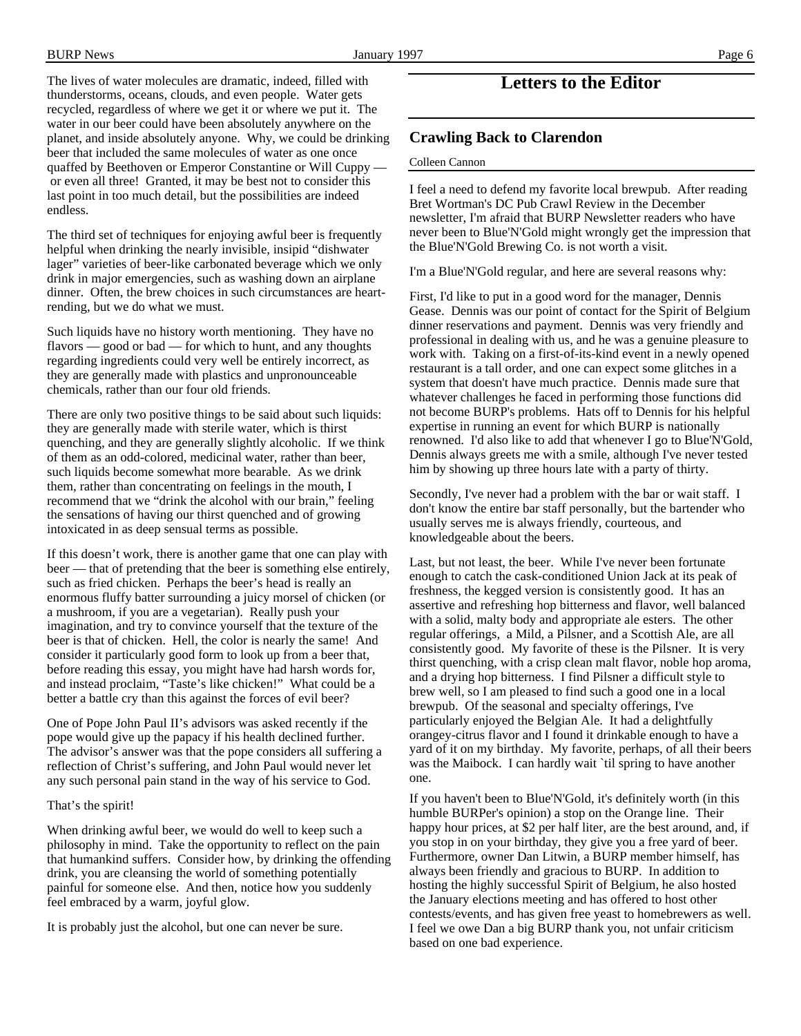The lives of water molecules are dramatic, indeed, filled with thunderstorms, oceans, clouds, and even people. Water gets recycled, regardless of where we get it or where we put it. The water in our beer could have been absolutely anywhere on the planet, and inside absolutely anyone. Why, we could be drinking beer that included the same molecules of water as one once quaffed by Beethoven or Emperor Constantine or Will Cuppy — or even all three! Granted, it may be best not to consider this last point in too much detail, but the possibilities are indeed endless.

The third set of techniques for enjoying awful beer is frequently helpful when drinking the nearly invisible, insipid "dishwater lager" varieties of beer-like carbonated beverage which we only drink in major emergencies, such as washing down an airplane dinner. Often, the brew choices in such circumstances are heart-rending, but we do what we must.

Such liquids have no history worth mentioning. They have no flavors — good or bad — for which to hunt, and any thoughts regarding ingredients could very well be entirely incorrect, as they are generally made with plastics and unpronounceable chemicals, rather than our four old friends.

There are only two positive things to be said about such liquids: they are generally made with sterile water, which is thirst quenching, and they are generally slightly alcoholic. If we think of them as an odd-colored, medicinal water, rather than beer, such liquids become somewhat more bearable. As we drink them, rather than concentrating on feelings in the mouth, I recommend that we "drink the alcohol with our brain," feeling the sensations of having our thirst quenched and of growing intoxicated in as deep sensual terms as possible.

If this doesn't work, there is another game that one can play with beer — that of pretending that the beer is something else entirely, such as fried chicken. Perhaps the beer's head is really an enormous fluffy batter surrounding a juicy morsel of chicken (or a mushroom, if you are a vegetarian). Really push your imagination, and try to convince yourself that the texture of the beer is that of chicken. Hell, the color is nearly the same! And consider it particularly good form to look up from a beer that, before reading this essay, you might have had harsh words for, and instead proclaim, "Taste's like chicken!" What could be a better a battle cry than this against the forces of evil beer?

One of Pope John Paul II's advisors was asked recently if the pope would give up the papacy if his health declined further. The advisor's answer was that the pope considers all suffering a reflection of Christ's suffering, and John Paul would never let any such personal pain stand in the way of his service to God.

That's the spirit!

When drinking awful beer, we would do well to keep such a philosophy in mind. Take the opportunity to reflect on the pain that humankind suffers. Consider how, by drinking the offending drink, you are cleansing the world of something potentially painful for someone else. And then, notice how you suddenly feel embraced by a warm, joyful glow.

It is probably just the alcohol, but one can never be sure.

# Letters to the Editor

## Crawling Back to Clarendon

Colleen Cannon

I feel a need to defend my favorite local brewpub. After reading Bret Wortman's DC Pub Crawl Review in the December newsletter, I'm afraid that BURP Newsletter readers who have never been to Blue'N'Gold might wrongly get the impression that the Blue'N'Gold Brewing Co. is not worth a visit.

I'm a Blue'N'Gold regular, and here are several reasons why:

First, I'd like to put in a good word for the manager, Dennis Gease. Dennis was our point of contact for the Spirit of Belgium dinner reservations and payment. Dennis was very friendly and professional in dealing with us, and he was a genuine pleasure to work with. Taking on a first-of-its-kind event in a newly opened restaurant is a tall order, and one can expect some glitches in a system that doesn't have much practice. Dennis made sure that whatever challenges he faced in performing those functions did not become BURP's problems. Hats off to Dennis for his helpful expertise in running an event for which BURP is nationally renowned. I'd also like to add that whenever I go to Blue'N'Gold, Dennis always greets me with a smile, although I've never tested him by showing up three hours late with a party of thirty.

Secondly, I've never had a problem with the bar or wait staff. I don't know the entire bar staff personally, but the bartender who usually serves me is always friendly, courteous, and knowledgeable about the beers.

Last, but not least, the beer. While I've never been fortunate enough to catch the cask-conditioned Union Jack at its peak of freshness, the kegged version is consistently good. It has an assertive and refreshing hop bitterness and flavor, well balanced with a solid, malty body and appropriate ale esters. The other regular offerings, a Mild, a Pilsner, and a Scottish Ale, are all consistently good. My favorite of these is the Pilsner. It is very thirst quenching, with a crisp clean malt flavor, noble hop aroma, and a drying hop bitterness. I find Pilsner a difficult style to brew well, so I am pleased to find such a good one in a local brewpub. Of the seasonal and specialty offerings, I've particularly enjoyed the Belgian Ale. It had a delightfully orangey-citrus flavor and I found it drinkable enough to have a yard of it on my birthday. My favorite, perhaps, of all their beers was the Maibock. I can hardly wait `til spring to have another one.

If you haven't been to Blue'N'Gold, it's definitely worth (in this humble BURPer's opinion) a stop on the Orange line. Their happy hour prices, at $2 per half liter, are the best around, and, if you stop in on your birthday, they give you a free yard of beer. Furthermore, owner Dan Litwin, a BURP member himself, has always been friendly and gracious to BURP. In addition to hosting the highly successful Spirit of Belgium, he also hosted the January elections meeting and has offered to host other contests/events, and has given free yeast to homebrewers as well. I feel we owe Dan a big BURP thank you, not unfair criticism based on one bad experience.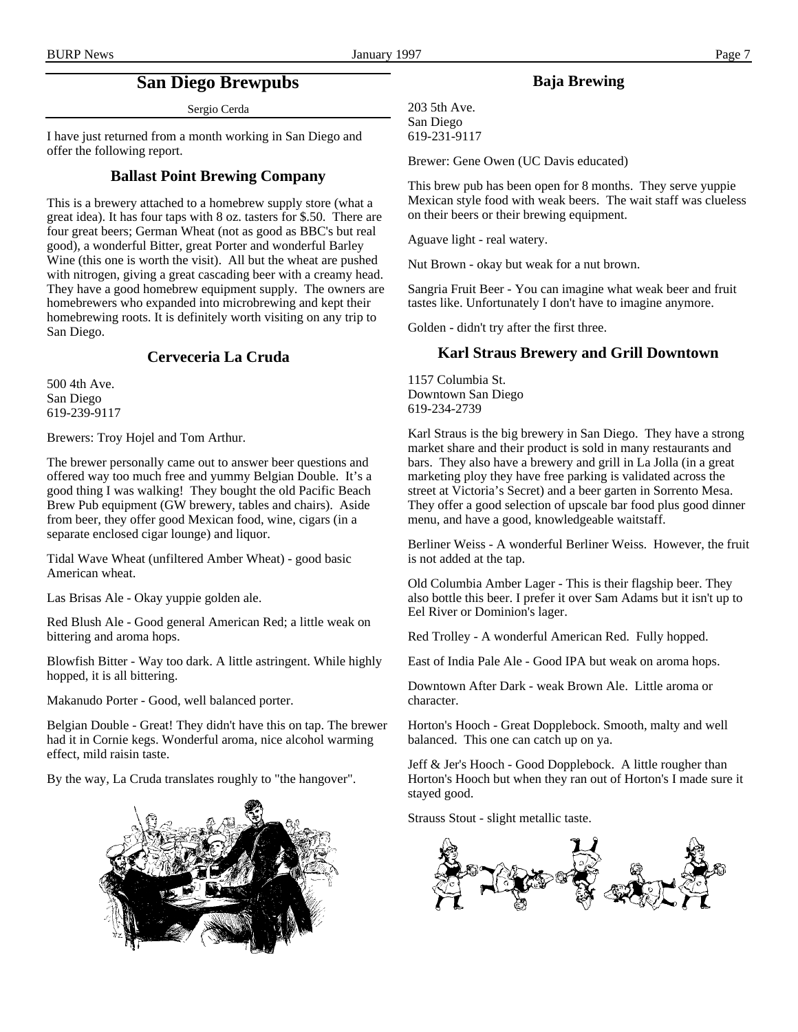# San Diego Brewpubs

Sergio Cerda

I have just returned from a month working in San Diego and offer the following report.

## Ballast Point Brewing Company

This is a brewery attached to a homebrew supply store (what a great idea). It has four taps with 8 oz. tasters for $.50. There are four great beers; German Wheat (not as good as BBC's but real good), a wonderful Bitter, great Porter and wonderful Barley Wine (this one is worth the visit). All but the wheat are pushed with nitrogen, giving a great cascading beer with a creamy head. They have a good homebrew equipment supply. The owners are homebrewers who expanded into microbrewing and kept their homebrewing roots. It is definitely worth visiting on any trip to San Diego.

## Cerveceria La Cruda

500 4th Ave.
San Diego
619-239-9117

Brewers: Troy Hojel and Tom Arthur.

The brewer personally came out to answer beer questions and offered way too much free and yummy Belgian Double. It's a good thing I was walking! They bought the old Pacific Beach Brew Pub equipment (GW brewery, tables and chairs). Aside from beer, they offer good Mexican food, wine, cigars (in a separate enclosed cigar lounge) and liquor.

Tidal Wave Wheat (unfiltered Amber Wheat) - good basic American wheat.

Las Brisas Ale - Okay yuppie golden ale.

Red Blush Ale - Good general American Red; a little weak on bittering and aroma hops.

Blowfish Bitter - Way too dark. A little astringent. While highly hopped, it is all bittering.

Makanudo Porter - Good, well balanced porter.

Belgian Double - Great! They didn't have this on tap. The brewer had it in Cornie kegs. Wonderful aroma, nice alcohol warming effect, mild raisin taste.

By the way, La Cruda translates roughly to "the hangover".

## Baja Brewing

203 5th Ave.
San Diego
619-231-9117

Brewer: Gene Owen (UC Davis educated)

This brew pub has been open for 8 months. They serve yuppie Mexican style food with weak beers. The wait staff was clueless on their beers or their brewing equipment.

Aguave light - real watery.

Nut Brown - okay but weak for a nut brown.

Sangria Fruit Beer - You can imagine what weak beer and fruit tastes like. Unfortunately I don't have to imagine anymore.

Golden - didn't try after the first three.

## Karl Straus Brewery and Grill Downtown

1157 Columbia St.
Downtown San Diego
619-234-2739

Karl Straus is the big brewery in San Diego. They have a strong market share and their product is sold in many restaurants and bars. They also have a brewery and grill in La Jolla (in a great marketing ploy they have free parking is validated across the street at Victoria's Secret) and a beer garten in Sorrento Mesa. They offer a good selection of upscale bar food plus good dinner menu, and have a good, knowledgeable waitstaff.

Berliner Weiss - A wonderful Berliner Weiss. However, the fruit is not added at the tap.

Old Columbia Amber Lager - This is their flagship beer. They also bottle this beer. I prefer it over Sam Adams but it isn't up to Eel River or Dominion's lager.

Red Trolley - A wonderful American Red. Fully hopped.

East of India Pale Ale - Good IPA but weak on aroma hops.

Downtown After Dark - weak Brown Ale. Little aroma or character.

Horton's Hooch - Great Dopplebock. Smooth, malty and well balanced. This one can catch up on ya.

Jeff & Jer's Hooch - Good Dopplebock. A little rougher than Horton's Hooch but when they ran out of Horton's I made sure it stayed good.

Strauss Stout - slight metallic taste.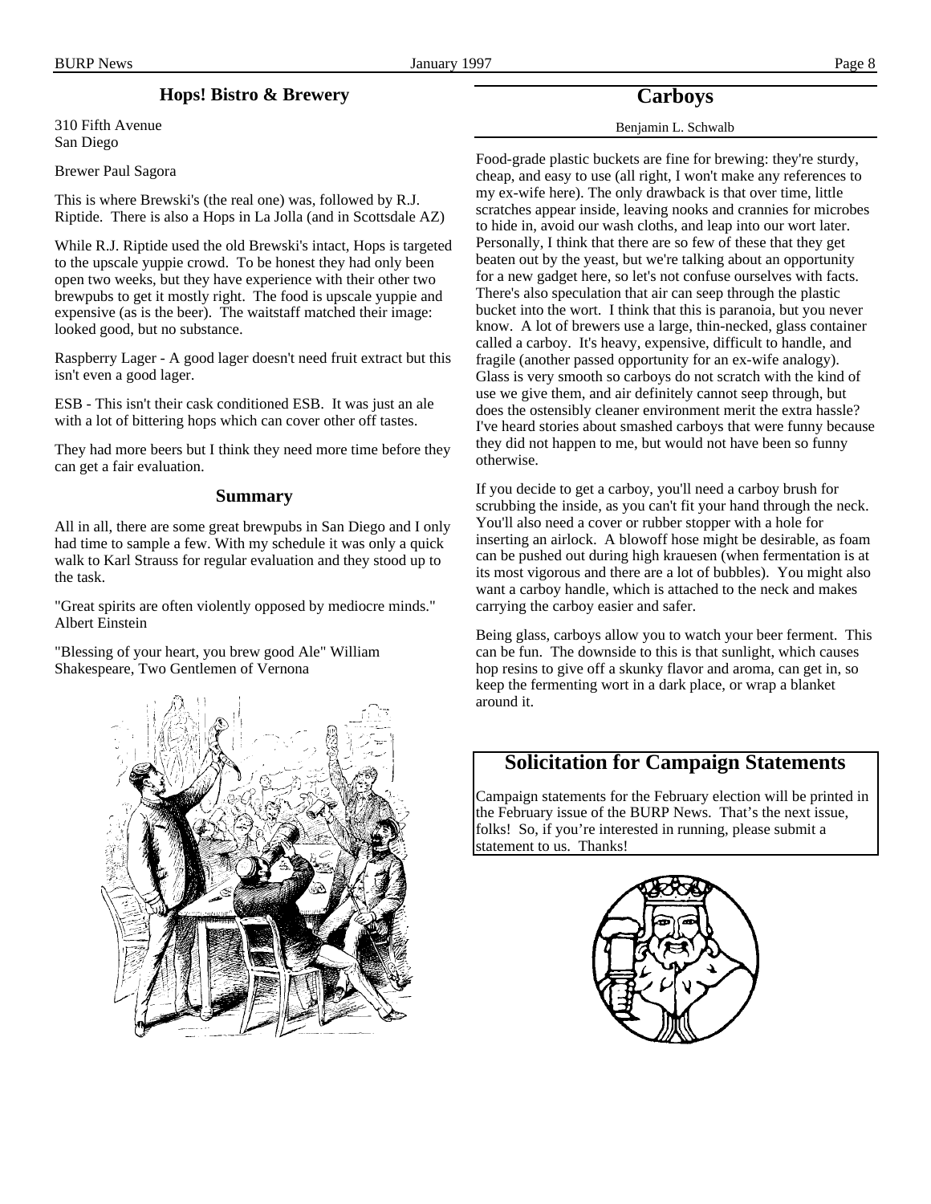### Hops! Bistro & Brewery

310 Fifth Avenue
San Diego

Brewer Paul Sagora

This is where Brewski's (the real one) was, followed by R.J. Riptide. There is also a Hops in La Jolla (and in Scottsdale AZ)

While R.J. Riptide used the old Brewski's intact, Hops is targeted to the upscale yuppie crowd. To be honest they had only been open two weeks, but they have experience with their other two brewpubs to get it mostly right. The food is upscale yuppie and expensive (as is the beer). The waitstaff matched their image: looked good, but no substance.

Raspberry Lager - A good lager doesn't need fruit extract but this isn't even a good lager.

ESB - This isn't their cask conditioned ESB. It was just an ale with a lot of bittering hops which can cover other off tastes.

They had more beers but I think they need more time before they can get a fair evaluation.

### Summary

All in all, there are some great brewpubs in San Diego and I only had time to sample a few. With my schedule it was only a quick walk to Karl Strauss for regular evaluation and they stood up to the task.

"Great spirits are often violently opposed by mediocre minds." Albert Einstein

"Blessing of your heart, you brew good Ale" William Shakespeare, Two Gentlemen of Vernona

## Carboys

Benjamin L. Schwalb

Food-grade plastic buckets are fine for brewing: they're sturdy, cheap, and easy to use (all right, I won't make any references to my ex-wife here). The only drawback is that over time, little scratches appear inside, leaving nooks and crannies for microbes to hide in, avoid our wash cloths, and leap into our wort later. Personally, I think that there are so few of these that they get beaten out by the yeast, but we're talking about an opportunity for a new gadget here, so let's not confuse ourselves with facts. There's also speculation that air can seep through the plastic bucket into the wort. I think that this is paranoia, but you never know. A lot of brewers use a large, thin-necked, glass container called a carboy. It's heavy, expensive, difficult to handle, and fragile (another passed opportunity for an ex-wife analogy). Glass is very smooth so carboys do not scratch with the kind of use we give them, and air definitely cannot seep through, but does the ostensibly cleaner environment merit the extra hassle? I've heard stories about smashed carboys that were funny because they did not happen to me, but would not have been so funny otherwise.

If you decide to get a carboy, you'll need a carboy brush for scrubbing the inside, as you can't fit your hand through the neck. You'll also need a cover or rubber stopper with a hole for inserting an airlock. A blowoff hose might be desirable, as foam can be pushed out during high krauesen (when fermentation is at its most vigorous and there are a lot of bubbles). You might also want a carboy handle, which is attached to the neck and makes carrying the carboy easier and safer.

Being glass, carboys allow you to watch your beer ferment. This can be fun. The downside to this is that sunlight, which causes hop resins to give off a skunky flavor and aroma, can get in, so keep the fermenting wort in a dark place, or wrap a blanket around it.

## Solicitation for Campaign Statements

Campaign statements for the February election will be printed in the February issue of the BURP News. That's the next issue, folks! So, if you're interested in running, please submit a statement to us. Thanks!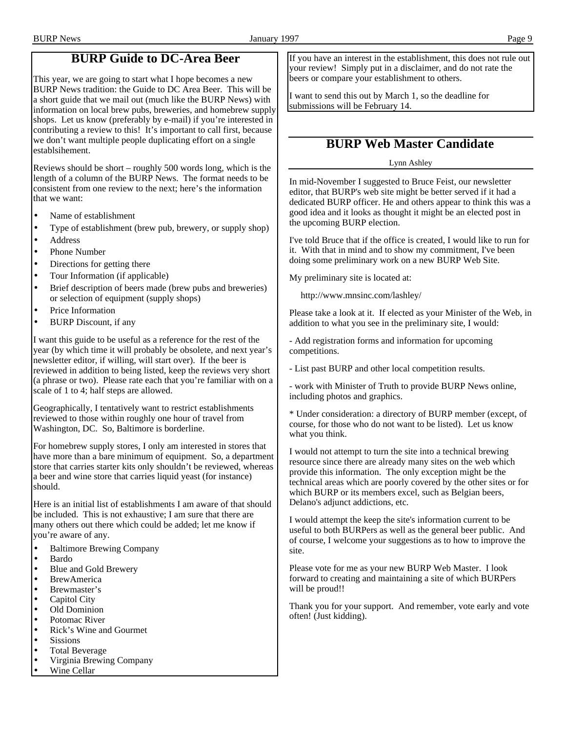## BURP Guide to DC-Area Beer

This year, we are going to start what I hope becomes a new BURP News tradition: the Guide to DC Area Beer. This will be a short guide that we mail out (much like the BURP News) with information on local brew pubs, breweries, and homebrew supply shops. Let us know (preferably by e-mail) if you're interested in contributing a review to this! It's important to call first, because we don't want multiple people duplicating effort on a single establsihement.

Reviews should be short – roughly 500 words long, which is the length of a column of the BURP News. The format needs to be consistent from one review to the next; here's the information that we want:

- Name of establishment
- Type of establishment (brew pub, brewery, or supply shop)
- Address
- Phone Number
- Directions for getting there
- Tour Information (if applicable)
- Brief description of beers made (brew pubs and breweries) or selection of equipment (supply shops)
- Price Information
- BURP Discount, if any

I want this guide to be useful as a reference for the rest of the year (by which time it will probably be obsolete, and next year's newsletter editor, if willing, will start over). If the beer is reviewed in addition to being listed, keep the reviews very short (a phrase or two). Please rate each that you're familiar with on a scale of 1 to 4; half steps are allowed.

Geographically, I tentatively want to restrict establishments reviewed to those within roughly one hour of travel from Washington, DC. So, Baltimore is borderline.

For homebrew supply stores, I only am interested in stores that have more than a bare minimum of equipment. So, a department store that carries starter kits only shouldn't be reviewed, whereas a beer and wine store that carries liquid yeast (for instance) should.

Here is an initial list of establishments I am aware of that should be included. This is not exhaustive; I am sure that there are many others out there which could be added; let me know if you're aware of any.

- Baltimore Brewing Company
- Bardo
- Blue and Gold Brewery
- BrewAmerica
- Brewmaster's
- Capitol City
- Old Dominion
- Potomac River
- Rick's Wine and Gourmet
- Sissions
- Total Beverage
- Virginia Brewing Company
- Wine Cellar

If you have an interest in the establishment, this does not rule out your review! Simply put in a disclaimer, and do not rate the beers or compare your establishment to others.

I want to send this out by March 1, so the deadline for submissions will be February 14.

## BURP Web Master Candidate

Lynn Ashley

In mid-November I suggested to Bruce Feist, our newsletter editor, that BURP's web site might be better served if it had a dedicated BURP officer. He and others appear to think this was a good idea and it looks as thought it might be an elected post in the upcoming BURP election.

I've told Bruce that if the office is created, I would like to run for it. With that in mind and to show my commitment, I've been doing some preliminary work on a new BURP Web Site.

My preliminary site is located at:

http://www.mnsinc.com/lashley/

Please take a look at it. If elected as your Minister of the Web, in addition to what you see in the preliminary site, I would:

- Add registration forms and information for upcoming competitions.

- List past BURP and other local competition results.

- work with Minister of Truth to provide BURP News online, including photos and graphics.

* Under consideration: a directory of BURP member (except, of course, for those who do not want to be listed). Let us know what you think.

I would not attempt to turn the site into a technical brewing resource since there are already many sites on the web which provide this information. The only exception might be the technical areas which are poorly covered by the other sites or for which BURP or its members excel, such as Belgian beers, Delano's adjunct addictions, etc.

I would attempt the keep the site's information current to be useful to both BURPers as well as the general beer public. And of course, I welcome your suggestions as to how to improve the site.

Please vote for me as your new BURP Web Master. I look forward to creating and maintaining a site of which BURPers will be proud!!

Thank you for your support. And remember, vote early and vote often! (Just kidding).